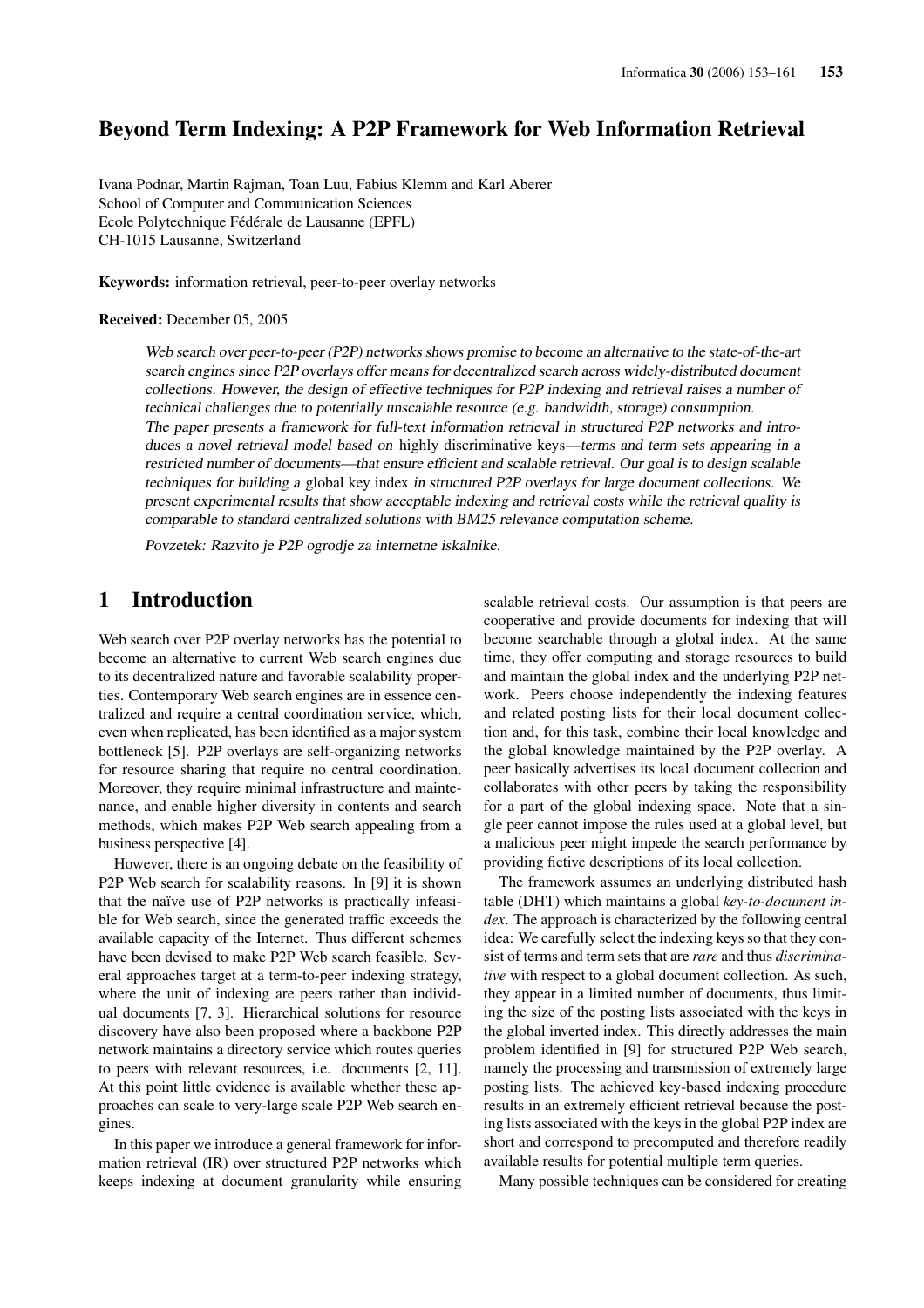# Beyond Term Indexing: A P2P Framework for Web Information Retrieval

Ivana Podnar, Martin Rajman, Toan Luu, Fabius Klemm and Karl Aberer
School of Computer and Communication Sciences
Ecole Polytechnique Fédérale de Lausanne (EPFL)
CH-1015 Lausanne, Switzerland

**Keywords:** information retrieval, peer-to-peer overlay networks

**Received:** December 05, 2005

*Web search over peer-to-peer (P2P) networks shows promise to become an alternative to the state-of-the-art search engines since P2P overlays offer means for decentralized search across widely-distributed document collections. However, the design of effective techniques for P2P indexing and retrieval raises a number of technical challenges due to potentially unscalable resource (e.g. bandwidth, storage) consumption. The paper presents a framework for full-text information retrieval in structured P2P networks and introduces a novel retrieval model based on highly discriminative keys—terms and term sets appearing in a restricted number of documents—that ensure efficient and scalable retrieval. Our goal is to design scalable techniques for building a global key index in structured P2P overlays for large document collections. We present experimental results that show acceptable indexing and retrieval costs while the retrieval quality is comparable to standard centralized solutions with BM25 relevance computation scheme.*

*Povzetek: Razvito je P2P ogrodje za internetne iskalnike.*

## 1 Introduction

Web search over P2P overlay networks has the potential to become an alternative to current Web search engines due to its decentralized nature and favorable scalability properties. Contemporary Web search engines are in essence centralized and require a central coordination service, which, even when replicated, has been identified as a major system bottleneck [5]. P2P overlays are self-organizing networks for resource sharing that require no central coordination. Moreover, they require minimal infrastructure and maintenance, and enable higher diversity in contents and search methods, which makes P2P Web search appealing from a business perspective [4].

However, there is an ongoing debate on the feasibility of P2P Web search for scalability reasons. In [9] it is shown that the naïve use of P2P networks is practically infeasible for Web search, since the generated traffic exceeds the available capacity of the Internet. Thus different schemes have been devised to make P2P Web search feasible. Several approaches target at a term-to-peer indexing strategy, where the unit of indexing are peers rather than individual documents [7, 3]. Hierarchical solutions for resource discovery have also been proposed where a backbone P2P network maintains a directory service which routes queries to peers with relevant resources, i.e. documents [2, 11]. At this point little evidence is available whether these approaches can scale to very-large scale P2P Web search engines.

In this paper we introduce a general framework for information retrieval (IR) over structured P2P networks which keeps indexing at document granularity while ensuring scalable retrieval costs. Our assumption is that peers are cooperative and provide documents for indexing that will become searchable through a global index. At the same time, they offer computing and storage resources to build and maintain the global index and the underlying P2P network. Peers choose independently the indexing features and related posting lists for their local document collection and, for this task, combine their local knowledge and the global knowledge maintained by the P2P overlay. A peer basically advertises its local document collection and collaborates with other peers by taking the responsibility for a part of the global indexing space. Note that a single peer cannot impose the rules used at a global level, but a malicious peer might impede the search performance by providing fictive descriptions of its local collection.

The framework assumes an underlying distributed hash table (DHT) which maintains a global *key-to-document index*. The approach is characterized by the following central idea: We carefully select the indexing keys so that they consist of terms and term sets that are *rare* and thus *discriminative* with respect to a global document collection. As such, they appear in a limited number of documents, thus limiting the size of the posting lists associated with the keys in the global inverted index. This directly addresses the main problem identified in [9] for structured P2P Web search, namely the processing and transmission of extremely large posting lists. The achieved key-based indexing procedure results in an extremely efficient retrieval because the posting lists associated with the keys in the global P2P index are short and correspond to precomputed and therefore readily available results for potential multiple term queries.

Many possible techniques can be considered for creating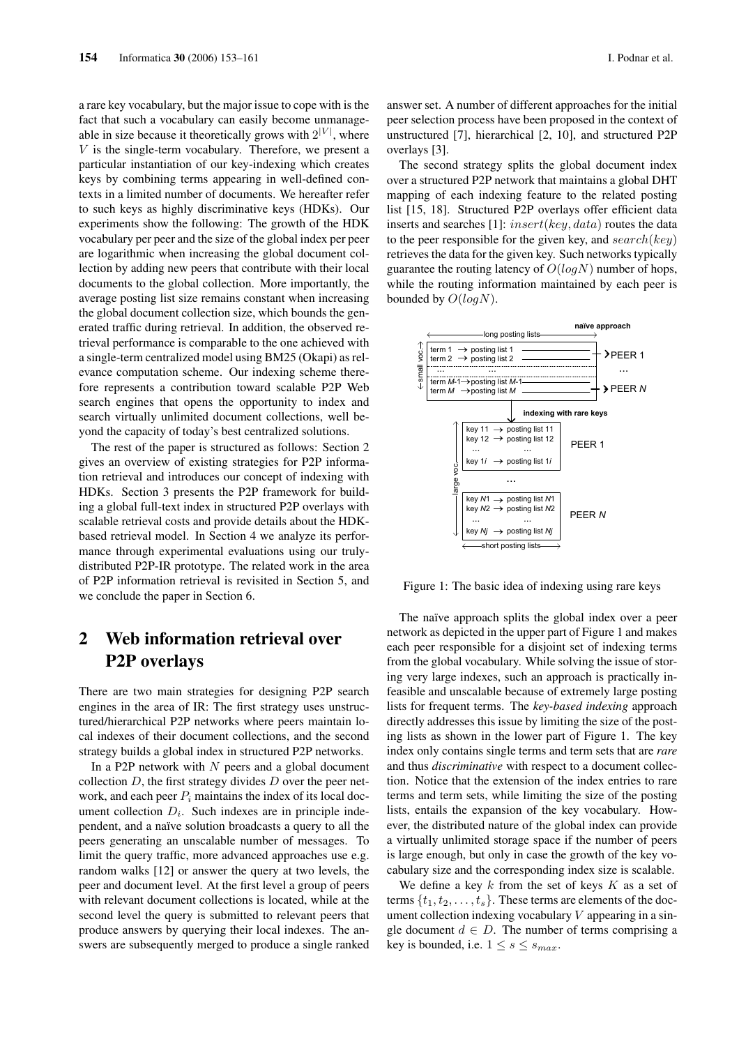a rare key vocabulary, but the major issue to cope with is the fact that such a vocabulary can easily become unmanageable in size because it theoretically grows with $2^{|V|}$, where $V$ is the single-term vocabulary. Therefore, we present a particular instantiation of our key-indexing which creates keys by combining terms appearing in well-defined contexts in a limited number of documents. We hereafter refer to such keys as highly discriminative keys (HDKs). Our experiments show the following: The growth of the HDK vocabulary per peer and the size of the global index per peer are logarithmic when increasing the global document collection by adding new peers that contribute with their local documents to the global collection. More importantly, the average posting list size remains constant when increasing the global document collection size, which bounds the generated traffic during retrieval. In addition, the observed retrieval performance is comparable to the one achieved with a single-term centralized model using BM25 (Okapi) as relevance computation scheme. Our indexing scheme therefore represents a contribution toward scalable P2P Web search engines that opens the opportunity to index and search virtually unlimited document collections, well beyond the capacity of today's best centralized solutions.

The rest of the paper is structured as follows: Section 2 gives an overview of existing strategies for P2P information retrieval and introduces our concept of indexing with HDKs. Section 3 presents the P2P framework for building a global full-text index in structured P2P overlays with scalable retrieval costs and provide details about the HDK-based retrieval model. In Section 4 we analyze its performance through experimental evaluations using our truly-distributed P2P-IR prototype. The related work in the area of P2P information retrieval is revisited in Section 5, and we conclude the paper in Section 6.

## 2 Web information retrieval over P2P overlays

There are two main strategies for designing P2P search engines in the area of IR: The first strategy uses unstructured/hierarchical P2P networks where peers maintain local indexes of their document collections, and the second strategy builds a global index in structured P2P networks.

In a P2P network with $N$ peers and a global document collection $D$, the first strategy divides $D$ over the peer network, and each peer $P_i$ maintains the index of its local document collection $D_i$. Such indexes are in principle independent, and a naïve solution broadcasts a query to all the peers generating an unscalable number of messages. To limit the query traffic, more advanced approaches use e.g. random walks [12] or answer the query at two levels, the peer and document level. At the first level a group of peers with relevant document collections is located, while at the second level the query is submitted to relevant peers that produce answers by querying their local indexes. The answers are subsequently merged to produce a single ranked answer set. A number of different approaches for the initial peer selection process have been proposed in the context of unstructured [7], hierarchical [2, 10], and structured P2P overlays [3].

The second strategy splits the global document index over a structured P2P network that maintains a global DHT mapping of each indexing feature to the related posting list [15, 18]. Structured P2P overlays offer efficient data inserts and searches [1]: $insert(key, data)$ routes the data to the peer responsible for the given key, and $search(key)$ retrieves the data for the given key. Such networks typically guarantee the routing latency of $O(logN)$ number of hops, while the routing information maintained by each peer is bounded by $O(logN)$.

Figure 1: The basic idea of indexing using rare keys

The naïve approach splits the global index over a peer network as depicted in the upper part of Figure 1 and makes each peer responsible for a disjoint set of indexing terms from the global vocabulary. While solving the issue of storing very large indexes, such an approach is practically infeasible and unscalable because of extremely large posting lists for frequent terms. The *key-based indexing* approach directly addresses this issue by limiting the size of the posting lists as shown in the lower part of Figure 1. The key index only contains single terms and term sets that are *rare* and thus *discriminative* with respect to a document collection. Notice that the extension of the index entries to rare terms and term sets, while limiting the size of the posting lists, entails the expansion of the key vocabulary. However, the distributed nature of the global index can provide a virtually unlimited storage space if the number of peers is large enough, but only in case the growth of the key vocabulary size and the corresponding index size is scalable.

We define a key $k$ from the set of keys $K$ as a set of terms $\{t_1, t_2, \ldots, t_s\}$. These terms are elements of the document collection indexing vocabulary $V$ appearing in a single document $d \in D$. The number of terms comprising a key is bounded, i.e. $1 \leq s \leq s_{max}$.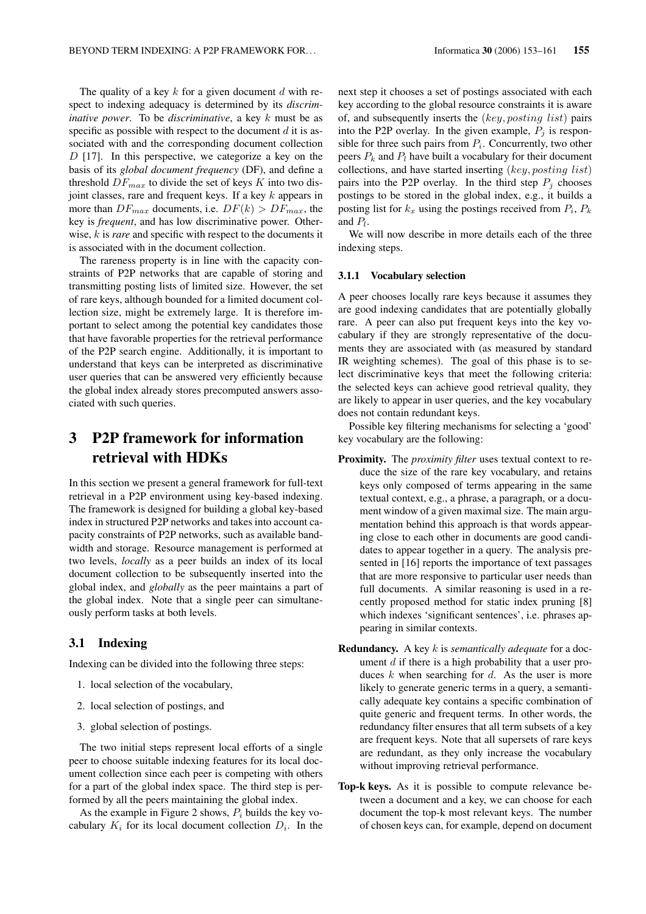The quality of a key $k$ for a given document $d$ with respect to indexing adequacy is determined by its *discriminative power*. To be *discriminative*, a key $k$ must be as specific as possible with respect to the document $d$ it is associated with and the corresponding document collection $D$ [17]. In this perspective, we categorize a key on the basis of its *global document frequency* (DF), and define a threshold $DF_{max}$ to divide the set of keys $K$ into two disjoint classes, rare and frequent keys. If a key $k$ appears in more than $DF_{max}$ documents, i.e. $DF(k) > DF_{max}$, the key is *frequent*, and has low discriminative power. Otherwise, $k$ is *rare* and specific with respect to the documents it is associated with in the document collection.

The rareness property is in line with the capacity constraints of P2P networks that are capable of storing and transmitting posting lists of limited size. However, the set of rare keys, although bounded for a limited document collection size, might be extremely large. It is therefore important to select among the potential key candidates those that have favorable properties for the retrieval performance of the P2P search engine. Additionally, it is important to understand that keys can be interpreted as discriminative user queries that can be answered very efficiently because the global index already stores precomputed answers associated with such queries.

# 3 P2P framework for information retrieval with HDKs

In this section we present a general framework for full-text retrieval in a P2P environment using key-based indexing. The framework is designed for building a global key-based index in structured P2P networks and takes into account capacity constraints of P2P networks, such as available bandwidth and storage. Resource management is performed at two levels, *locally* as a peer builds an index of its local document collection to be subsequently inserted into the global index, and *globally* as the peer maintains a part of the global index. Note that a single peer can simultaneously perform tasks at both levels.

## 3.1 Indexing

Indexing can be divided into the following three steps:

1. local selection of the vocabulary,
2. local selection of postings, and
3. global selection of postings.

The two initial steps represent local efforts of a single peer to choose suitable indexing features for its local document collection since each peer is competing with others for a part of the global index space. The third step is performed by all the peers maintaining the global index.

As the example in Figure 2 shows, $P_i$ builds the key vocabulary $K_i$ for its local document collection $D_i$. In the next step it chooses a set of postings associated with each key according to the global resource constraints it is aware of, and subsequently inserts the $(key, posting\ list)$ pairs into the P2P overlay. In the given example, $P_j$ is responsible for three such pairs from $P_i$. Concurrently, two other peers $P_k$ and $P_l$ have built a vocabulary for their document collections, and have started inserting $(key, posting\ list)$ pairs into the P2P overlay. In the third step $P_j$ chooses postings to be stored in the global index, e.g., it builds a posting list for $k_x$ using the postings received from $P_i$, $P_k$ and $P_l$.

We will now describe in more details each of the three indexing steps.

### 3.1.1 Vocabulary selection

A peer chooses locally rare keys because it assumes they are good indexing candidates that are potentially globally rare. A peer can also put frequent keys into the key vocabulary if they are strongly representative of the documents they are associated with (as measured by standard IR weighting schemes). The goal of this phase is to select discriminative keys that meet the following criteria: the selected keys can achieve good retrieval quality, they are likely to appear in user queries, and the key vocabulary does not contain redundant keys.

Possible key filtering mechanisms for selecting a 'good' key vocabulary are the following:

**Proximity.** The *proximity filter* uses textual context to reduce the size of the rare key vocabulary, and retains keys only composed of terms appearing in the same textual context, e.g., a phrase, a paragraph, or a document window of a given maximal size. The main argumentation behind this approach is that words appearing close to each other in documents are good candidates to appear together in a query. The analysis presented in [16] reports the importance of text passages that are more responsive to particular user needs than full documents. A similar reasoning is used in a recently proposed method for static index pruning [8] which indexes 'significant sentences', i.e. phrases appearing in similar contexts.

**Redundancy.** A key $k$ is *semantically adequate* for a document $d$ if there is a high probability that a user produces $k$ when searching for $d$. As the user is more likely to generate generic terms in a query, a semantically adequate key contains a specific combination of quite generic and frequent terms. In other words, the redundancy filter ensures that all term subsets of a key are frequent keys. Note that all supersets of rare keys are redundant, as they only increase the vocabulary without improving retrieval performance.

**Top-k keys.** As it is possible to compute relevance between a document and a key, we can choose for each document the top-k most relevant keys. The number of chosen keys can, for example, depend on document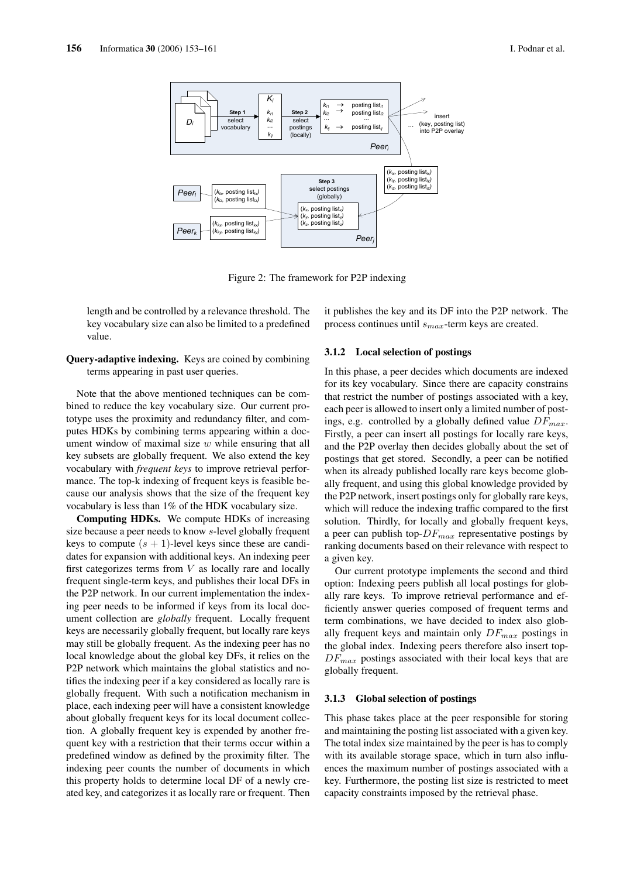Figure 2: The framework for P2P indexing

length and be controlled by a relevance threshold. The key vocabulary size can also be limited to a predefined value.

**Query-adaptive indexing.** Keys are coined by combining terms appearing in past user queries.

Note that the above mentioned techniques can be combined to reduce the key vocabulary size. Our current prototype uses the proximity and redundancy filter, and computes HDKs by combining terms appearing within a document window of maximal size $w$ while ensuring that all key subsets are globally frequent. We also extend the key vocabulary with *frequent keys* to improve retrieval performance. The top-k indexing of frequent keys is feasible because our analysis shows that the size of the frequent key vocabulary is less than 1% of the HDK vocabulary size.

**Computing HDKs.** We compute HDKs of increasing size because a peer needs to know $s$-level globally frequent keys to compute $(s+1)$-level keys since these are candidates for expansion with additional keys. An indexing peer first categorizes terms from $V$ as locally rare and locally frequent single-term keys, and publishes their local DFs in the P2P network. In our current implementation the indexing peer needs to be informed if keys from its local document collection are *globally* frequent. Locally frequent keys are necessarily globally frequent, but locally rare keys may still be globally frequent. As the indexing peer has no local knowledge about the global key DFs, it relies on the P2P network which maintains the global statistics and notifies the indexing peer if a key considered as locally rare is globally frequent. With such a notification mechanism in place, each indexing peer will have a consistent knowledge about globally frequent keys for its local document collection. A globally frequent key is expended by another frequent key with a restriction that their terms occur within a predefined window as defined by the proximity filter. The indexing peer counts the number of documents in which this property holds to determine local DF of a newly created key, and categorizes it as locally rare or frequent. Then it publishes the key and its DF into the P2P network. The process continues until $s_{max}$-term keys are created.

### 3.1.2 Local selection of postings

In this phase, a peer decides which documents are indexed for its key vocabulary. Since there are capacity constrains that restrict the number of postings associated with a key, each peer is allowed to insert only a limited number of postings, e.g. controlled by a globally defined value $DF_{max}$. Firstly, a peer can insert all postings for locally rare keys, and the P2P overlay then decides globally about the set of postings that get stored. Secondly, a peer can be notified when its already published locally rare keys become globally frequent, and using this global knowledge provided by the P2P network, insert postings only for globally rare keys, which will reduce the indexing traffic compared to the first solution. Thirdly, for locally and globally frequent keys, a peer can publish top-$DF_{max}$ representative postings by ranking documents based on their relevance with respect to a given key.

Our current prototype implements the second and third option: Indexing peers publish all local postings for globally rare keys. To improve retrieval performance and efficiently answer queries composed of frequent terms and term combinations, we have decided to index also globally frequent keys and maintain only $DF_{max}$ postings in the global index. Indexing peers therefore also insert top-$DF_{max}$ postings associated with their local keys that are globally frequent.

### 3.1.3 Global selection of postings

This phase takes place at the peer responsible for storing and maintaining the posting list associated with a given key. The total index size maintained by the peer is has to comply with its available storage space, which in turn also influences the maximum number of postings associated with a key. Furthermore, the posting list size is restricted to meet capacity constraints imposed by the retrieval phase.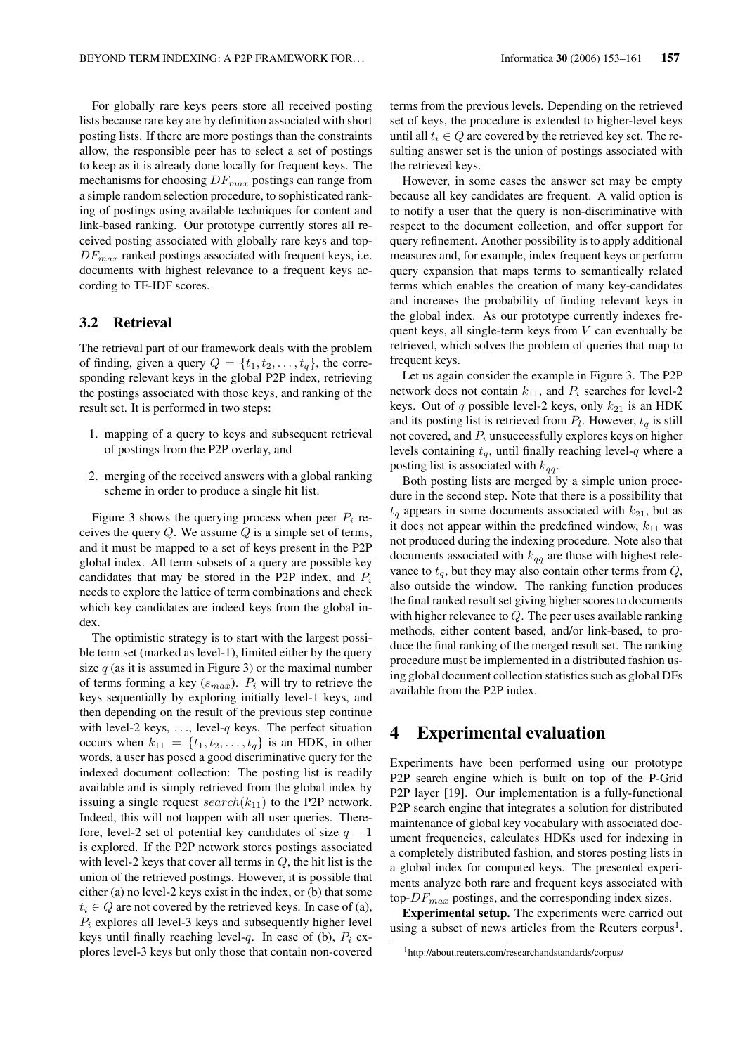For globally rare keys peers store all received posting lists because rare key are by definition associated with short posting lists. If there are more postings than the constraints allow, the responsible peer has to select a set of postings to keep as it is already done locally for frequent keys. The mechanisms for choosing $DF_{max}$ postings can range from a simple random selection procedure, to sophisticated ranking of postings using available techniques for content and link-based ranking. Our prototype currently stores all received posting associated with globally rare keys and top-$DF_{max}$ ranked postings associated with frequent keys, i.e. documents with highest relevance to a frequent keys according to TF-IDF scores.

### 3.2 Retrieval

The retrieval part of our framework deals with the problem of finding, given a query $Q = \{t_1, t_2, \ldots, t_q\}$, the corresponding relevant keys in the global P2P index, retrieving the postings associated with those keys, and ranking of the result set. It is performed in two steps:

1. mapping of a query to keys and subsequent retrieval of postings from the P2P overlay, and
2. merging of the received answers with a global ranking scheme in order to produce a single hit list.

Figure 3 shows the querying process when peer $P_i$ receives the query $Q$. We assume $Q$ is a simple set of terms, and it must be mapped to a set of keys present in the P2P global index. All term subsets of a query are possible key candidates that may be stored in the P2P index, and $P_i$ needs to explore the lattice of term combinations and check which key candidates are indeed keys from the global index.

The optimistic strategy is to start with the largest possible term set (marked as level-1), limited either by the query size $q$ (as it is assumed in Figure 3) or the maximal number of terms forming a key ($s_{max}$). $P_i$ will try to retrieve the keys sequentially by exploring initially level-1 keys, and then depending on the result of the previous step continue with level-2 keys, …, level-$q$ keys. The perfect situation occurs when $k_{11} = \{t_1, t_2, \ldots, t_q\}$ is an HDK, in other words, a user has posed a good discriminative query for the indexed document collection: The posting list is readily available and is simply retrieved from the global index by issuing a single request $search(k_{11})$ to the P2P network. Indeed, this will not happen with all user queries. Therefore, level-2 set of potential key candidates of size $q-1$ is explored. If the P2P network stores postings associated with level-2 keys that cover all terms in $Q$, the hit list is the union of the retrieved postings. However, it is possible that either (a) no level-2 keys exist in the index, or (b) that some $t_i \in Q$ are not covered by the retrieved keys. In case of (a), $P_i$ explores all level-3 keys and subsequently higher level keys until finally reaching level-$q$. In case of (b), $P_i$ explores level-3 keys but only those that contain non-covered terms from the previous levels. Depending on the retrieved set of keys, the procedure is extended to higher-level keys until all $t_i \in Q$ are covered by the retrieved key set. The resulting answer set is the union of postings associated with the retrieved keys.

However, in some cases the answer set may be empty because all key candidates are frequent. A valid option is to notify a user that the query is non-discriminative with respect to the document collection, and offer support for query refinement. Another possibility is to apply additional measures and, for example, index frequent keys or perform query expansion that maps terms to semantically related terms which enables the creation of many key-candidates and increases the probability of finding relevant keys in the global index. As our prototype currently indexes frequent keys, all single-term keys from $V$ can eventually be retrieved, which solves the problem of queries that map to frequent keys.

Let us again consider the example in Figure 3. The P2P network does not contain $k_{11}$, and $P_i$ searches for level-2 keys. Out of $q$ possible level-2 keys, only $k_{21}$ is an HDK and its posting list is retrieved from $P_l$. However, $t_q$ is still not covered, and $P_i$ unsuccessfully explores keys on higher levels containing $t_q$, until finally reaching level-$q$ where a posting list is associated with $k_{qq}$.

Both posting lists are merged by a simple union procedure in the second step. Note that there is a possibility that $t_q$ appears in some documents associated with $k_{21}$, but as it does not appear within the predefined window, $k_{11}$ was not produced during the indexing procedure. Note also that documents associated with $k_{qq}$ are those with highest relevance to $t_q$, but they may also contain other terms from $Q$, also outside the window. The ranking function produces the final ranked result set giving higher scores to documents with higher relevance to $Q$. The peer uses available ranking methods, either content based, and/or link-based, to produce the final ranking of the merged result set. The ranking procedure must be implemented in a distributed fashion using global document collection statistics such as global DFs available from the P2P index.

## 4 Experimental evaluation

Experiments have been performed using our prototype P2P search engine which is built on top of the P-Grid P2P layer [19]. Our implementation is a fully-functional P2P search engine that integrates a solution for distributed maintenance of global key vocabulary with associated document frequencies, calculates HDKs used for indexing in a completely distributed fashion, and stores posting lists in a global index for computed keys. The presented experiments analyze both rare and frequent keys associated with top-$DF_{max}$ postings, and the corresponding index sizes.

**Experimental setup.** The experiments were carried out using a subset of news articles from the Reuters corpus[1].

[1] http://about.reuters.com/researchandstandards/corpus/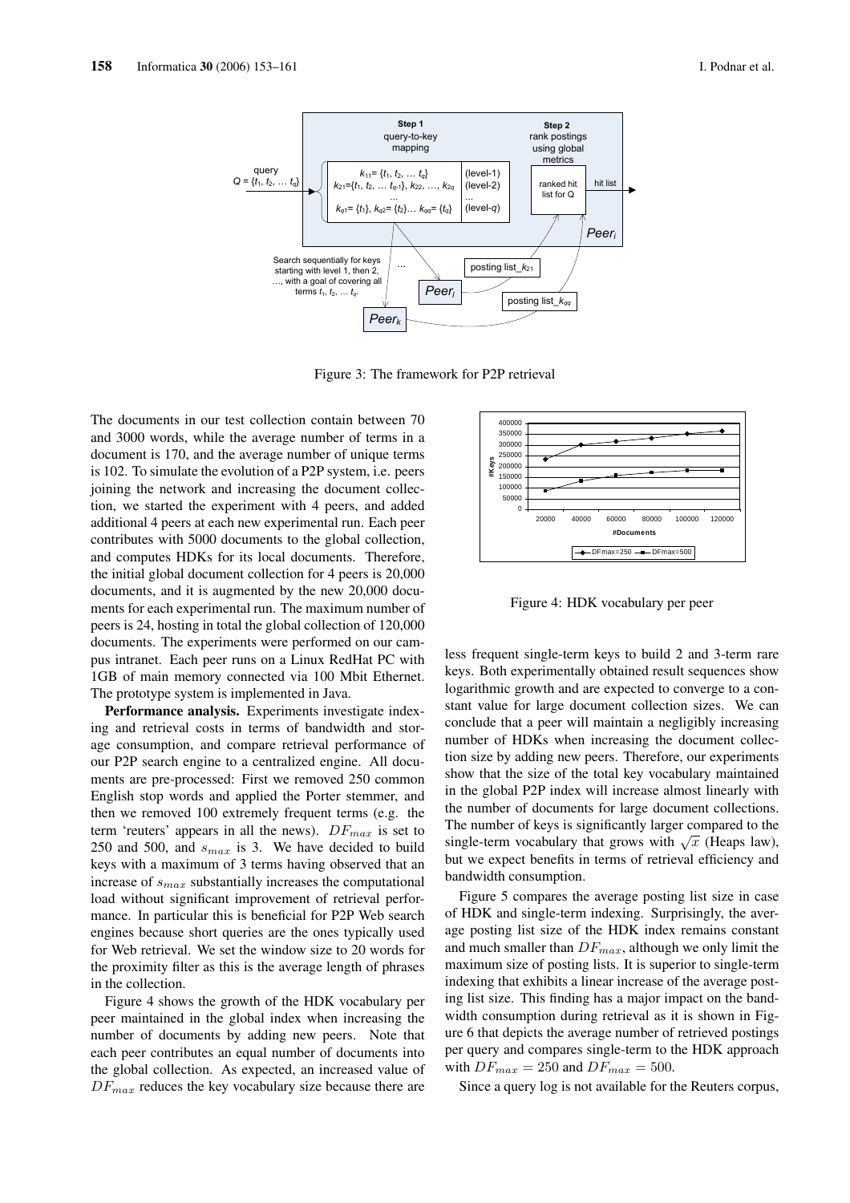Figure 3: The framework for P2P retrieval

The documents in our test collection contain between 70 and 3000 words, while the average number of terms in a document is 170, and the average number of unique terms is 102. To simulate the evolution of a P2P system, i.e. peers joining the network and increasing the document collection, we started the experiment with 4 peers, and added additional 4 peers at each new experimental run. Each peer contributes with 5000 documents to the global collection, and computes HDKs for its local documents. Therefore, the initial global document collection for 4 peers is 20,000 documents, and it is augmented by the new 20,000 documents for each experimental run. The maximum number of peers is 24, hosting in total the global collection of 120,000 documents. The experiments were performed on our campus intranet. Each peer runs on a Linux RedHat PC with 1GB of main memory connected via 100 Mbit Ethernet. The prototype system is implemented in Java.

**Performance analysis.** Experiments investigate indexing and retrieval costs in terms of bandwidth and storage consumption, and compare retrieval performance of our P2P search engine to a centralized engine. All documents are pre-processed: First we removed 250 common English stop words and applied the Porter stemmer, and then we removed 100 extremely frequent terms (e.g. the term 'reuters' appears in all the news). $DF_{max}$ is set to 250 and 500, and $s_{max}$ is 3. We have decided to build keys with a maximum of 3 terms having observed that an increase of $s_{max}$ substantially increases the computational load without significant improvement of retrieval performance. In particular this is beneficial for P2P Web search engines because short queries are the ones typically used for Web retrieval. We set the window size to 20 words for the proximity filter as this is the average length of phrases in the collection.

Figure 4 shows the growth of the HDK vocabulary per peer maintained in the global index when increasing the number of documents by adding new peers. Note that each peer contributes an equal number of documents into the global collection. As expected, an increased value of $DF_{max}$ reduces the key vocabulary size because there are less frequent single-term keys to build 2 and 3-term rare keys. Both experimentally obtained result sequences show logarithmic growth and are expected to converge to a constant value for large document collection sizes. We can conclude that a peer will maintain a negligibly increasing number of HDKs when increasing the document collection size by adding new peers. Therefore, our experiments show that the size of the total key vocabulary maintained in the global P2P index will increase almost linearly with the number of documents for large document collections. The number of keys is significantly larger compared to the single-term vocabulary that grows with $\sqrt{x}$ (Heaps law), but we expect benefits in terms of retrieval efficiency and bandwidth consumption.

Figure 4: HDK vocabulary per peer

Figure 5 compares the average posting list size in case of HDK and single-term indexing. Surprisingly, the average posting list size of the HDK index remains constant and much smaller than $DF_{max}$, although we only limit the maximum size of posting lists. It is superior to single-term indexing that exhibits a linear increase of the average posting list size. This finding has a major impact on the bandwidth consumption during retrieval as it is shown in Figure 6 that depicts the average number of retrieved postings per query and compares single-term to the HDK approach with $DF_{max} = 250$ and $DF_{max} = 500$.

Since a query log is not available for the Reuters corpus,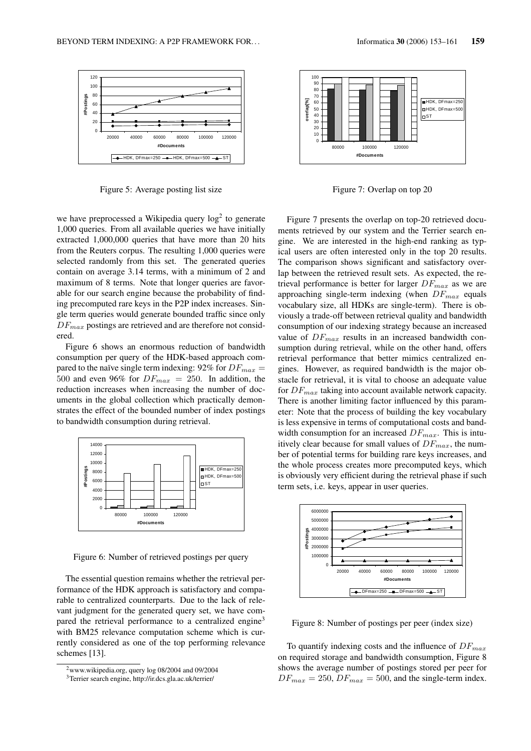Figure 5: Average posting list size

we have preprocessed a Wikipedia query log[2] to generate 1,000 queries. From all available queries we have initially extracted 1,000,000 queries that have more than 20 hits from the Reuters corpus. The resulting 1,000 queries were selected randomly from this set. The generated queries contain on average 3.14 terms, with a minimum of 2 and maximum of 8 terms. Note that longer queries are favorable for our search engine because the probability of finding precomputed rare keys in the P2P index increases. Single term queries would generate bounded traffic since only $DF_{max}$ postings are retrieved and are therefore not considered.

Figure 6 shows an enormous reduction of bandwidth consumption per query of the HDK-based approach compared to the naïve single term indexing: 92% for $DF_{max} = 500$ and even 96% for $DF_{max} = 250$. In addition, the reduction increases when increasing the number of documents in the global collection which practically demonstrates the effect of the bounded number of index postings to bandwidth consumption during retrieval.

Figure 6: Number of retrieved postings per query

The essential question remains whether the retrieval performance of the HDK approach is satisfactory and comparable to centralized counterparts. Due to the lack of relevant judgment for the generated query set, we have compared the retrieval performance to a centralized engine[3] with BM25 relevance computation scheme which is currently considered as one of the top performing relevance schemes [13].

Figure 7: Overlap on top 20

Figure 7 presents the overlap on top-20 retrieved documents retrieved by our system and the Terrier search engine. We are interested in the high-end ranking as typical users are often interested only in the top 20 results. The comparison shows significant and satisfactory overlap between the retrieved result sets. As expected, the retrieval performance is better for larger $DF_{max}$ as we are approaching single-term indexing (when $DF_{max}$ equals vocabulary size, all HDKs are single-term). There is obviously a trade-off between retrieval quality and bandwidth consumption of our indexing strategy because an increased value of $DF_{max}$ results in an increased bandwidth consumption during retrieval, while on the other hand, offers retrieval performance that better mimics centralized engines. However, as required bandwidth is the major obstacle for retrieval, it is vital to choose an adequate value for $DF_{max}$ taking into account available network capacity. There is another limiting factor influenced by this parameter: Note that the process of building the key vocabulary is less expensive in terms of computational costs and bandwidth consumption for an increased $DF_{max}$. This is intuitively clear because for small values of $DF_{max}$, the number of potential terms for building rare keys increases, and the whole process creates more precomputed keys, which is obviously very efficient during the retrieval phase if such term sets, i.e. keys, appear in user queries.

Figure 8: Number of postings per peer (index size)

To quantify indexing costs and the influence of $DF_{max}$ on required storage and bandwidth consumption, Figure 8 shows the average number of postings stored per peer for $DF_{max} = 250$, $DF_{max} = 500$, and the single-term index.

[2] www.wikipedia.org, query log 08/2004 and 09/2004

[3] Terrier search engine, http://ir.dcs.gla.ac.uk/terrier/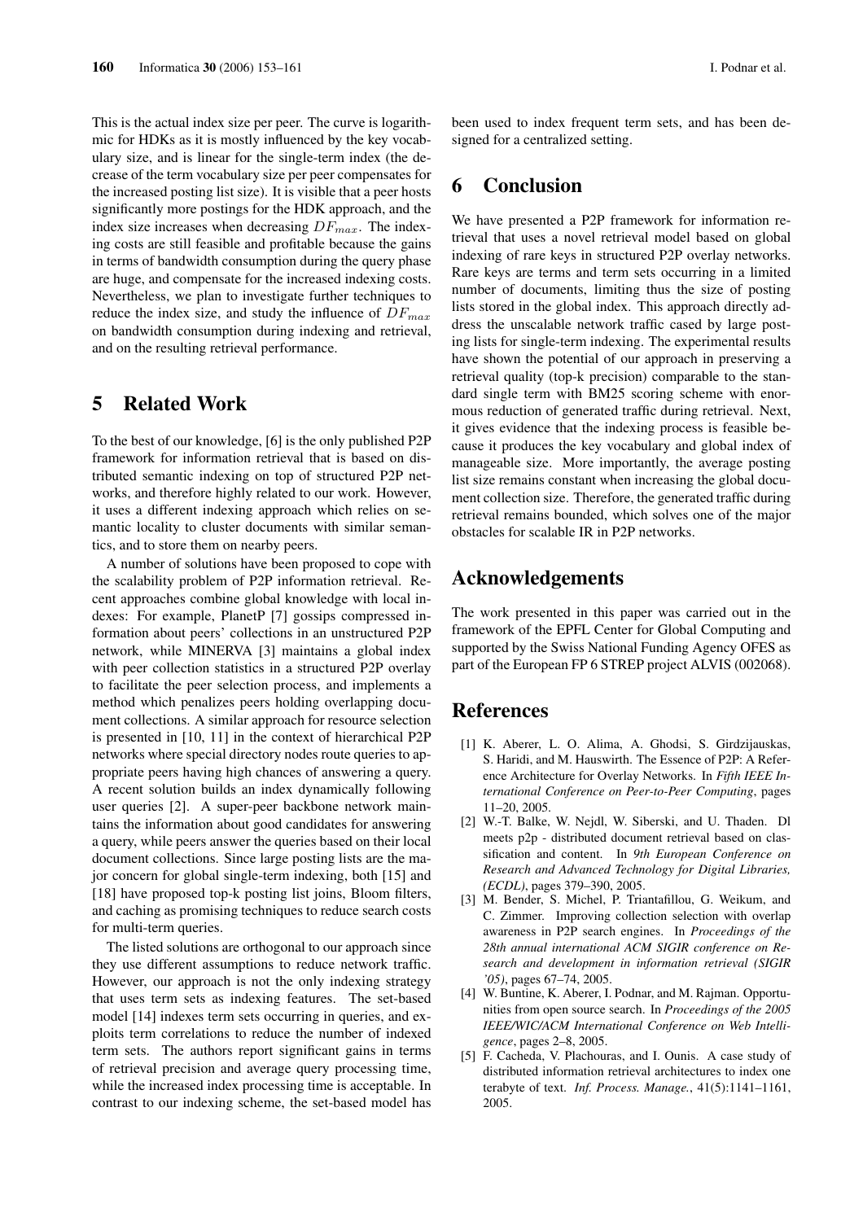This is the actual index size per peer. The curve is logarithmic for HDKs as it is mostly influenced by the key vocabulary size, and is linear for the single-term index (the decrease of the term vocabulary size per peer compensates for the increased posting list size). It is visible that a peer hosts significantly more postings for the HDK approach, and the index size increases when decreasing $DF_{max}$. The indexing costs are still feasible and profitable because the gains in terms of bandwidth consumption during the query phase are huge, and compensate for the increased indexing costs. Nevertheless, we plan to investigate further techniques to reduce the index size, and study the influence of $DF_{max}$ on bandwidth consumption during indexing and retrieval, and on the resulting retrieval performance.

## 5 Related Work

To the best of our knowledge, [6] is the only published P2P framework for information retrieval that is based on distributed semantic indexing on top of structured P2P networks, and therefore highly related to our work. However, it uses a different indexing approach which relies on semantic locality to cluster documents with similar semantics, and to store them on nearby peers.

A number of solutions have been proposed to cope with the scalability problem of P2P information retrieval. Recent approaches combine global knowledge with local indexes: For example, PlanetP [7] gossips compressed information about peers' collections in an unstructured P2P network, while MINERVA [3] maintains a global index with peer collection statistics in a structured P2P overlay to facilitate the peer selection process, and implements a method which penalizes peers holding overlapping document collections. A similar approach for resource selection is presented in [10, 11] in the context of hierarchical P2P networks where special directory nodes route queries to appropriate peers having high chances of answering a query. A recent solution builds an index dynamically following user queries [2]. A super-peer backbone network maintains the information about good candidates for answering a query, while peers answer the queries based on their local document collections. Since large posting lists are the major concern for global single-term indexing, both [15] and [18] have proposed top-k posting list joins, Bloom filters, and caching as promising techniques to reduce search costs for multi-term queries.

The listed solutions are orthogonal to our approach since they use different assumptions to reduce network traffic. However, our approach is not the only indexing strategy that uses term sets as indexing features. The set-based model [14] indexes term sets occurring in queries, and exploits term correlations to reduce the number of indexed term sets. The authors report significant gains in terms of retrieval precision and average query processing time, while the increased index processing time is acceptable. In contrast to our indexing scheme, the set-based model has been used to index frequent term sets, and has been designed for a centralized setting.

## 6 Conclusion

We have presented a P2P framework for information retrieval that uses a novel retrieval model based on global indexing of rare keys in structured P2P overlay networks. Rare keys are terms and term sets occurring in a limited number of documents, limiting thus the size of posting lists stored in the global index. This approach directly address the unscalable network traffic cased by large posting lists for single-term indexing. The experimental results have shown the potential of our approach in preserving a retrieval quality (top-k precision) comparable to the standard single term with BM25 scoring scheme with enormous reduction of generated traffic during retrieval. Next, it gives evidence that the indexing process is feasible because it produces the key vocabulary and global index of manageable size. More importantly, the average posting list size remains constant when increasing the global document collection size. Therefore, the generated traffic during retrieval remains bounded, which solves one of the major obstacles for scalable IR in P2P networks.

## Acknowledgements

The work presented in this paper was carried out in the framework of the EPFL Center for Global Computing and supported by the Swiss National Funding Agency OFES as part of the European FP 6 STREP project ALVIS (002068).

## References

[1] K. Aberer, L. O. Alima, A. Ghodsi, S. Girdzijauskas, S. Haridi, and M. Hauswirth. The Essence of P2P: A Reference Architecture for Overlay Networks. In *Fifth IEEE International Conference on Peer-to-Peer Computing*, pages 11–20, 2005.

[2] W.-T. Balke, W. Nejdl, W. Siberski, and U. Thaden. Dl meets p2p - distributed document retrieval based on classification and content. In *9th European Conference on Research and Advanced Technology for Digital Libraries, (ECDL)*, pages 379–390, 2005.

[3] M. Bender, S. Michel, P. Triantafillou, G. Weikum, and C. Zimmer. Improving collection selection with overlap awareness in P2P search engines. In *Proceedings of the 28th annual international ACM SIGIR conference on Research and development in information retrieval (SIGIR '05)*, pages 67–74, 2005.

[4] W. Buntine, K. Aberer, I. Podnar, and M. Rajman. Opportunities from open source search. In *Proceedings of the 2005 IEEE/WIC/ACM International Conference on Web Intelligence*, pages 2–8, 2005.

[5] F. Cacheda, V. Plachouras, and I. Ounis. A case study of distributed information retrieval architectures to index one terabyte of text. *Inf. Process. Manage.*, 41(5):1141–1161, 2005.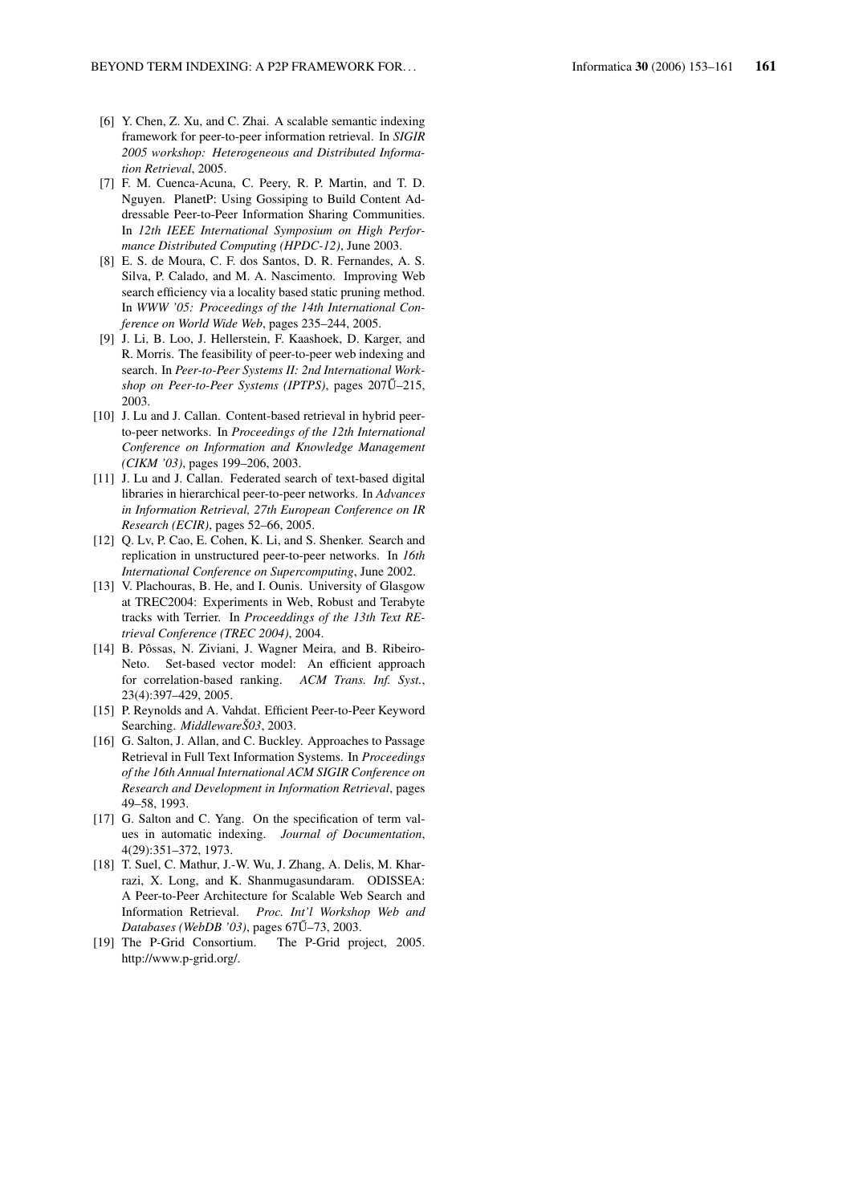[6] Y. Chen, Z. Xu, and C. Zhai. A scalable semantic indexing framework for peer-to-peer information retrieval. In *SIGIR 2005 workshop: Heterogeneous and Distributed Information Retrieval*, 2005.

[7] F. M. Cuenca-Acuna, C. Peery, R. P. Martin, and T. D. Nguyen. PlanetP: Using Gossiping to Build Content Addressable Peer-to-Peer Information Sharing Communities. In *12th IEEE International Symposium on High Performance Distributed Computing (HPDC-12)*, June 2003.

[8] E. S. de Moura, C. F. dos Santos, D. R. Fernandes, A. S. Silva, P. Calado, and M. A. Nascimento. Improving Web search efficiency via a locality based static pruning method. In *WWW '05: Proceedings of the 14th International Conference on World Wide Web*, pages 235–244, 2005.

[9] J. Li, B. Loo, J. Hellerstein, F. Kaashoek, D. Karger, and R. Morris. The feasibility of peer-to-peer web indexing and search. In *Peer-to-Peer Systems II: 2nd International Workshop on Peer-to-Peer Systems (IPTPS)*, pages 207Ű–215, 2003.

[10] J. Lu and J. Callan. Content-based retrieval in hybrid peer-to-peer networks. In *Proceedings of the 12th International Conference on Information and Knowledge Management (CIKM '03)*, pages 199–206, 2003.

[11] J. Lu and J. Callan. Federated search of text-based digital libraries in hierarchical peer-to-peer networks. In *Advances in Information Retrieval, 27th European Conference on IR Research (ECIR)*, pages 52–66, 2005.

[12] Q. Lv, P. Cao, E. Cohen, K. Li, and S. Shenker. Search and replication in unstructured peer-to-peer networks. In *16th International Conference on Supercomputing*, June 2002.

[13] V. Plachouras, B. He, and I. Ounis. University of Glasgow at TREC2004: Experiments in Web, Robust and Terabyte tracks with Terrier. In *Proceeddings of the 13th Text REtrieval Conference (TREC 2004)*, 2004.

[14] B. Pôssas, N. Ziviani, J. Wagner Meira, and B. Ribeiro-Neto. Set-based vector model: An efficient approach for correlation-based ranking. *ACM Trans. Inf. Syst.*, 23(4):397–429, 2005.

[15] P. Reynolds and A. Vahdat. Efficient Peer-to-Peer Keyword Searching. *MiddlewareŠ03*, 2003.

[16] G. Salton, J. Allan, and C. Buckley. Approaches to Passage Retrieval in Full Text Information Systems. In *Proceedings of the 16th Annual International ACM SIGIR Conference on Research and Development in Information Retrieval*, pages 49–58, 1993.

[17] G. Salton and C. Yang. On the specification of term values in automatic indexing. *Journal of Documentation*, 4(29):351–372, 1973.

[18] T. Suel, C. Mathur, J.-W. Wu, J. Zhang, A. Delis, M. Kharrazi, X. Long, and K. Shanmugasundaram. ODISSEA: A Peer-to-Peer Architecture for Scalable Web Search and Information Retrieval. *Proc. Int'l Workshop Web and Databases (WebDB '03)*, pages 67Ű–73, 2003.

[19] The P-Grid Consortium. The P-Grid project, 2005. http://www.p-grid.org/.